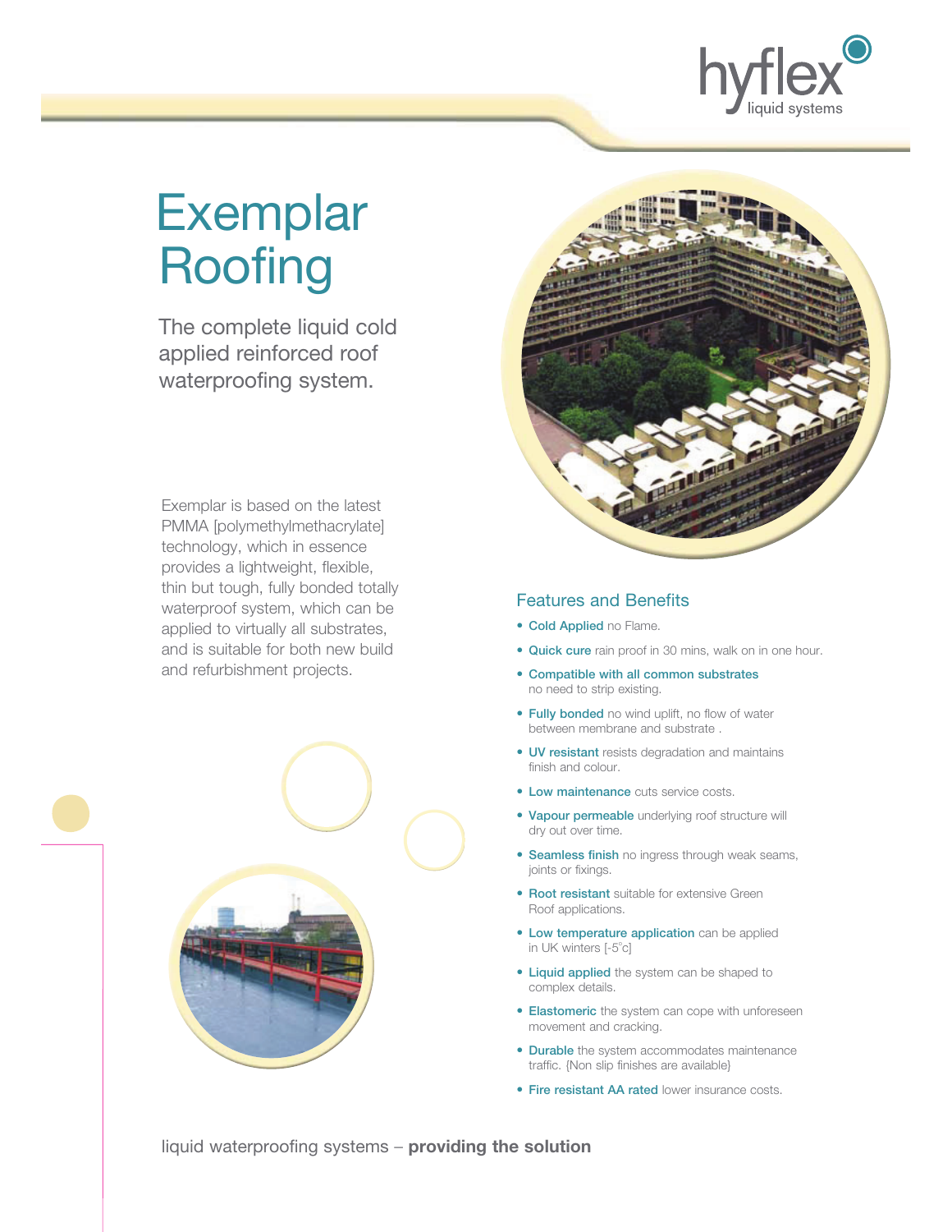hyflex liquid systems

# Exemplar Roofing

The complete liquid cold applied reinforced roof waterproofing system.

Exemplar is based on the latest PMMA [polymethylmethacrylate] technology, which in essence provides a lightweight, flexible, thin but tough, fully bonded totally waterproof system, which can be applied to virtually all substrates, and is suitable for both new build and refurbishment projects.

## Features and Benefits

- **Cold Applied** no Flame.
- **Quick cure** rain proof in 30 mins, walk on in one hour.
- **Compatible with all common substrates** no need to strip existing.
- **Fully bonded** no wind uplift, no flow of water between membrane and substrate .
- **UV resistant** resists degradation and maintains finish and colour.
- **Low maintenance** cuts service costs.
- **Vapour permeable** underlying roof structure will dry out over time.
- **Seamless finish** no ingress through weak seams, joints or fixings.
- **Root resistant** suitable for extensive Green Roof applications.
- **Low temperature application** can be applied in UK winters [-5°c]
- **Liquid applied** the system can be shaped to complex details.
- **Elastomeric** the system can cope with unforeseen movement and cracking.
- **Durable** the system accommodates maintenance traffic. {Non slip finishes are available}
- **Fire resistant AA rated** lower insurance costs.

liquid waterproofing systems – **providing the solution**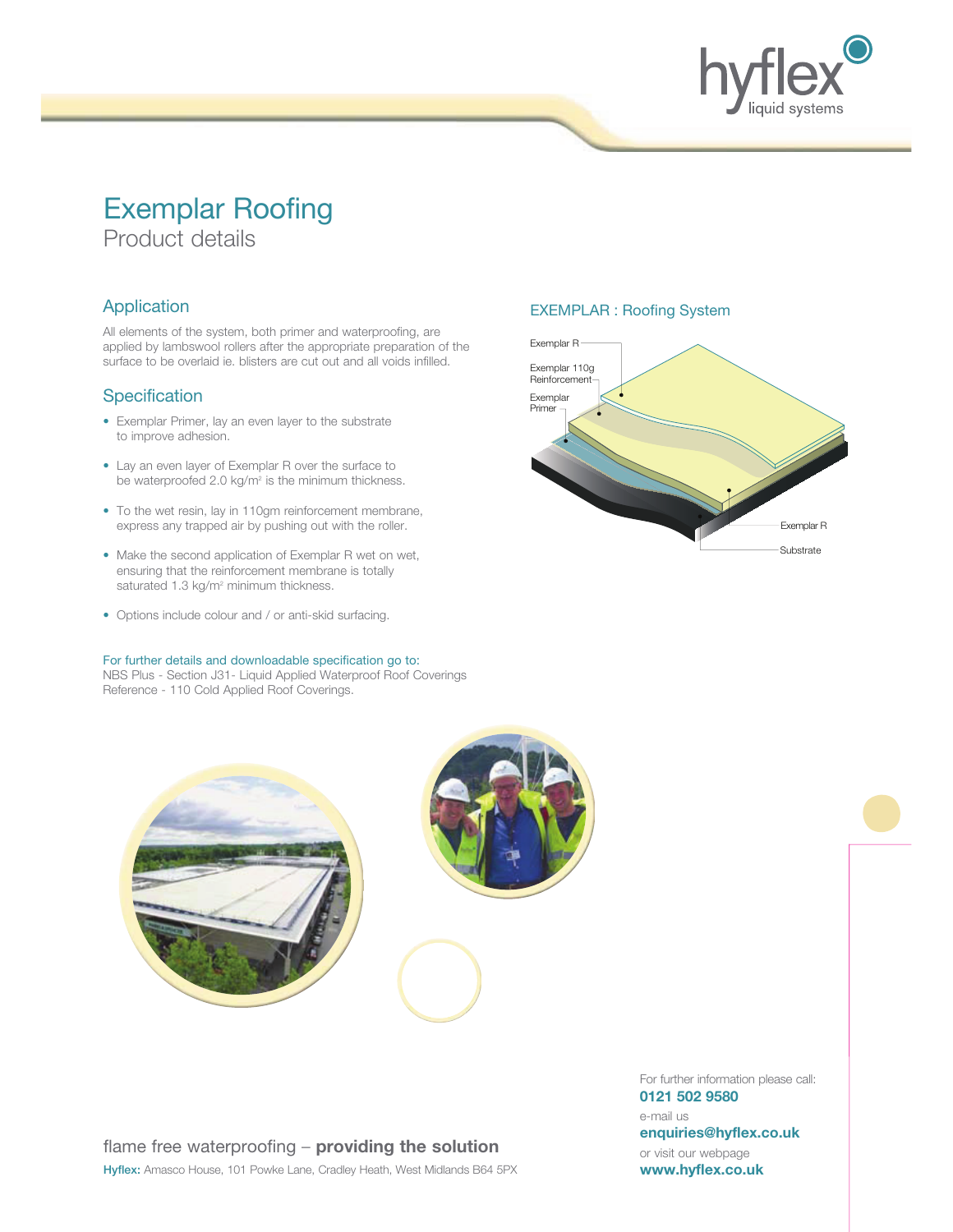# Exemplar Roofing

Product details

## Application

All elements of the system, both primer and waterproofing, are applied by lambswool rollers after the appropriate preparation of the surface to be overlaid ie. blisters are cut out and all voids infilled.

## Specification

- Exemplar Primer, lay an even layer to the substrate to improve adhesion.
- Lay an even layer of Exemplar R over the surface to be waterproofed 2.0 kg/m² is the minimum thickness.
- To the wet resin, lay in 110gm reinforcement membrane, express any trapped air by pushing out with the roller.
- Make the second application of Exemplar R wet on wet, ensuring that the reinforcement membrane is totally saturated 1.3 kg/m² minimum thickness.
- Options include colour and / or anti-skid surfacing.

For further details and downloadable specification go to:
NBS Plus - Section J31- Liquid Applied Waterproof Roof Coverings
Reference - 110 Cold Applied Roof Coverings.

## EXEMPLAR : Roofing System

Exemplar R

Exemplar 110g Reinforcement

Exemplar Primer

Exemplar R

Substrate

flame free waterproofing – **providing the solution**

**Hyflex:** Amasco House, 101 Powke Lane, Cradley Heath, West Midlands B64 5PX

For further information please call:
**0121 502 9580**

e-mail us
**enquiries@hyflex.co.uk**

or visit our webpage
**www.hyflex.co.uk**